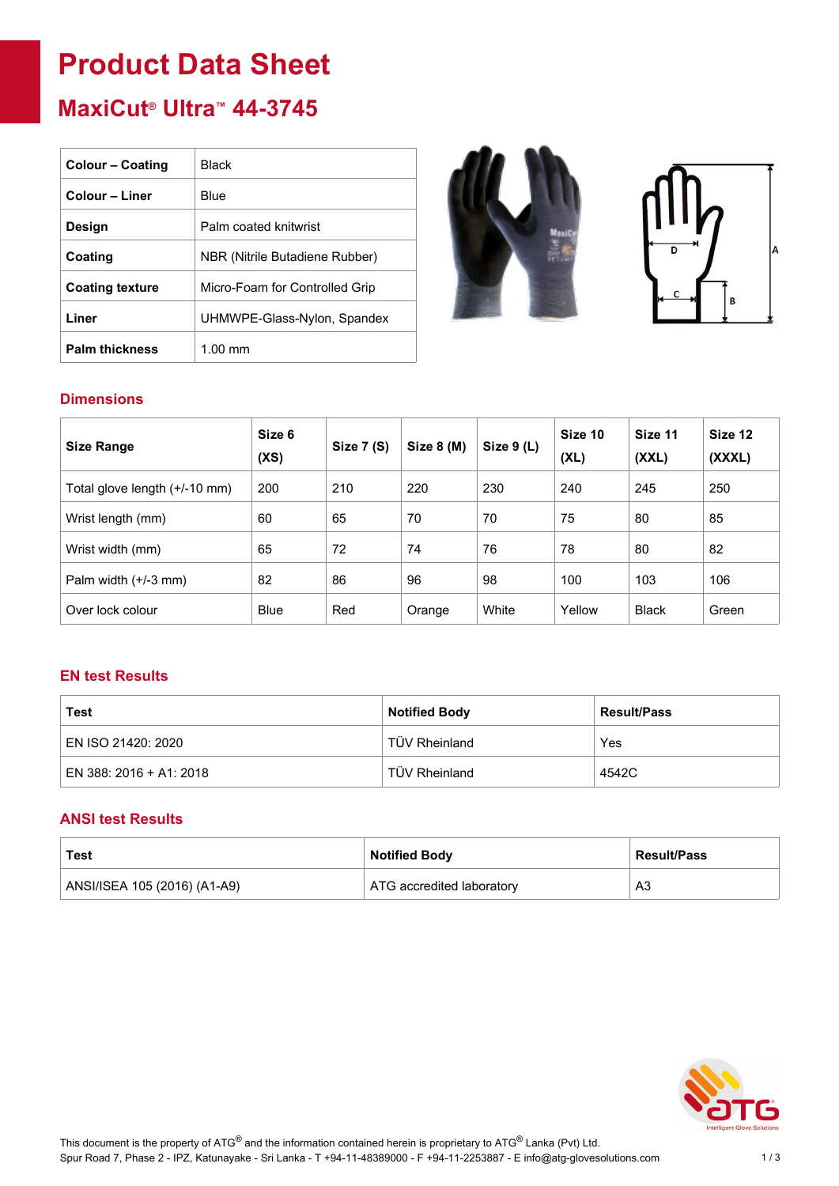# Product Data Sheet

## MaxiCut® Ultra™ 44-3745

| Colour – Coating | Black |
|---|---|
| Colour – Liner | Blue |
| Design | Palm coated knitwrist |
| Coating | NBR (Nitrile Butadiene Rubber) |
| Coating texture | Micro-Foam for Controlled Grip |
| Liner | UHMWPE-Glass-Nylon, Spandex |
| Palm thickness | 1.00 mm |

### Dimensions

| Size Range | Size 6 (XS) | Size 7 (S) | Size 8 (M) | Size 9 (L) | Size 10 (XL) | Size 11 (XXL) | Size 12 (XXXL) |
|---|---|---|---|---|---|---|---|
| Total glove length (+/-10 mm) | 200 | 210 | 220 | 230 | 240 | 245 | 250 |
| Wrist length (mm) | 60 | 65 | 70 | 70 | 75 | 80 | 85 |
| Wrist width (mm) | 65 | 72 | 74 | 76 | 78 | 80 | 82 |
| Palm width (+/-3 mm) | 82 | 86 | 96 | 98 | 100 | 103 | 106 |
| Over lock colour | Blue | Red | Orange | White | Yellow | Black | Green |

### EN test Results

| Test | Notified Body | Result/Pass |
|---|---|---|
| EN ISO 21420: 2020 | TÜV Rheinland | Yes |
| EN 388: 2016 + A1: 2018 | TÜV Rheinland | 4542C |

### ANSI test Results

| Test | Notified Body | Result/Pass |
|---|---|---|
| ANSI/ISEA 105 (2016) (A1-A9) | ATG accredited laboratory | A3 |

This document is the property of ATG® and the information contained herein is proprietary to ATG® Lanka (Pvt) Ltd.
Spur Road 7, Phase 2 - IPZ, Katunayake - Sri Lanka - T +94-11-48389000 - F +94-11-2253887 - E info@atg-glovesolutions.com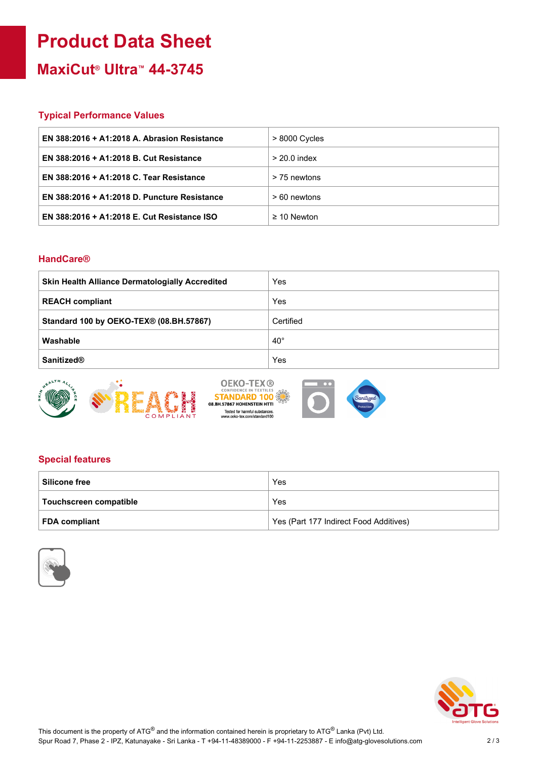# Product Data Sheet

## MaxiCut® Ultra™ 44-3745

### Typical Performance Values

| | |
|---|---|
| **EN 388:2016 + A1:2018 A. Abrasion Resistance** | > 8000 Cycles |
| **EN 388:2016 + A1:2018 B. Cut Resistance** | > 20.0 index |
| **EN 388:2016 + A1:2018 C. Tear Resistance** | > 75 newtons |
| **EN 388:2016 + A1:2018 D. Puncture Resistance** | > 60 newtons |
| **EN 388:2016 + A1:2018 E. Cut Resistance ISO** | ≥ 10 Newton |

### HandCare®

| | |
|---|---|
| **Skin Health Alliance Dermatologially Accredited** | Yes |
| **REACH compliant** | Yes |
| **Standard 100 by OEKO-TEX® (08.BH.57867)** | Certified |
| **Washable** | 40° |
| **Sanitized®** | Yes |

### Special features

| | |
|---|---|
| **Silicone free** | Yes |
| **Touchscreen compatible** | Yes |
| **FDA compliant** | Yes (Part 177 Indirect Food Additives) |

This document is the property of ATG® and the information contained herein is proprietary to ATG® Lanka (Pvt) Ltd.
Spur Road 7, Phase 2 - IPZ, Katunayake - Sri Lanka - T +94-11-48389000 - F +94-11-2253887 - E info@atg-glovesolutions.com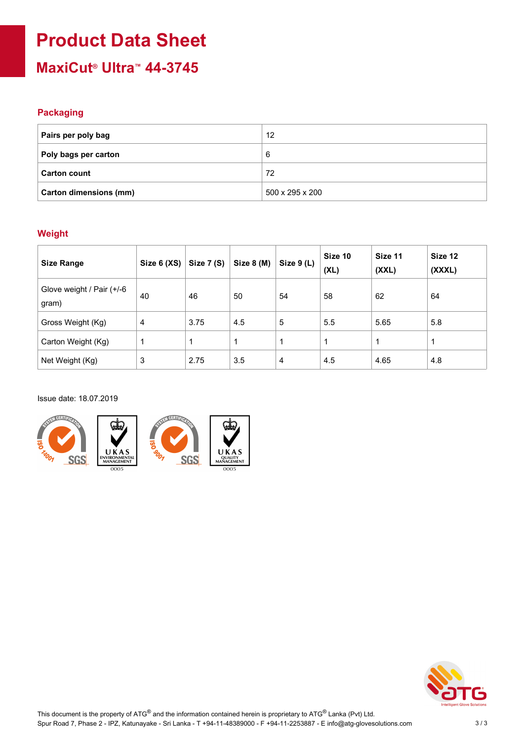# Product Data Sheet

## MaxiCut® Ultra™ 44-3745

### Packaging

| | |
|---|---|
| **Pairs per poly bag** | 12 |
| **Poly bags per carton** | 6 |
| **Carton count** | 72 |
| **Carton dimensions (mm)** | 500 x 295 x 200 |

### Weight

| **Size Range** | **Size 6 (XS)** | **Size 7 (S)** | **Size 8 (M)** | **Size 9 (L)** | **Size 10 (XL)** | **Size 11 (XXL)** | **Size 12 (XXXL)** |
|---|---|---|---|---|---|---|---|
| Glove weight / Pair (+/-6 gram) | 40 | 46 | 50 | 54 | 58 | 62 | 64 |
| Gross Weight (Kg) | 4 | 3.75 | 4.5 | 5 | 5.5 | 5.65 | 5.8 |
| Carton Weight (Kg) | 1 | 1 | 1 | 1 | 1 | 1 | 1 |
| Net Weight (Kg) | 3 | 2.75 | 3.5 | 4 | 4.5 | 4.65 | 4.8 |

Issue date: 18.07.2019

This document is the property of ATG® and the information contained herein is proprietary to ATG® Lanka (Pvt) Ltd.
Spur Road 7, Phase 2 - IPZ, Katunayake - Sri Lanka - T +94-11-48389000 - F +94-11-2253887 - E info@atg-glovesolutions.com